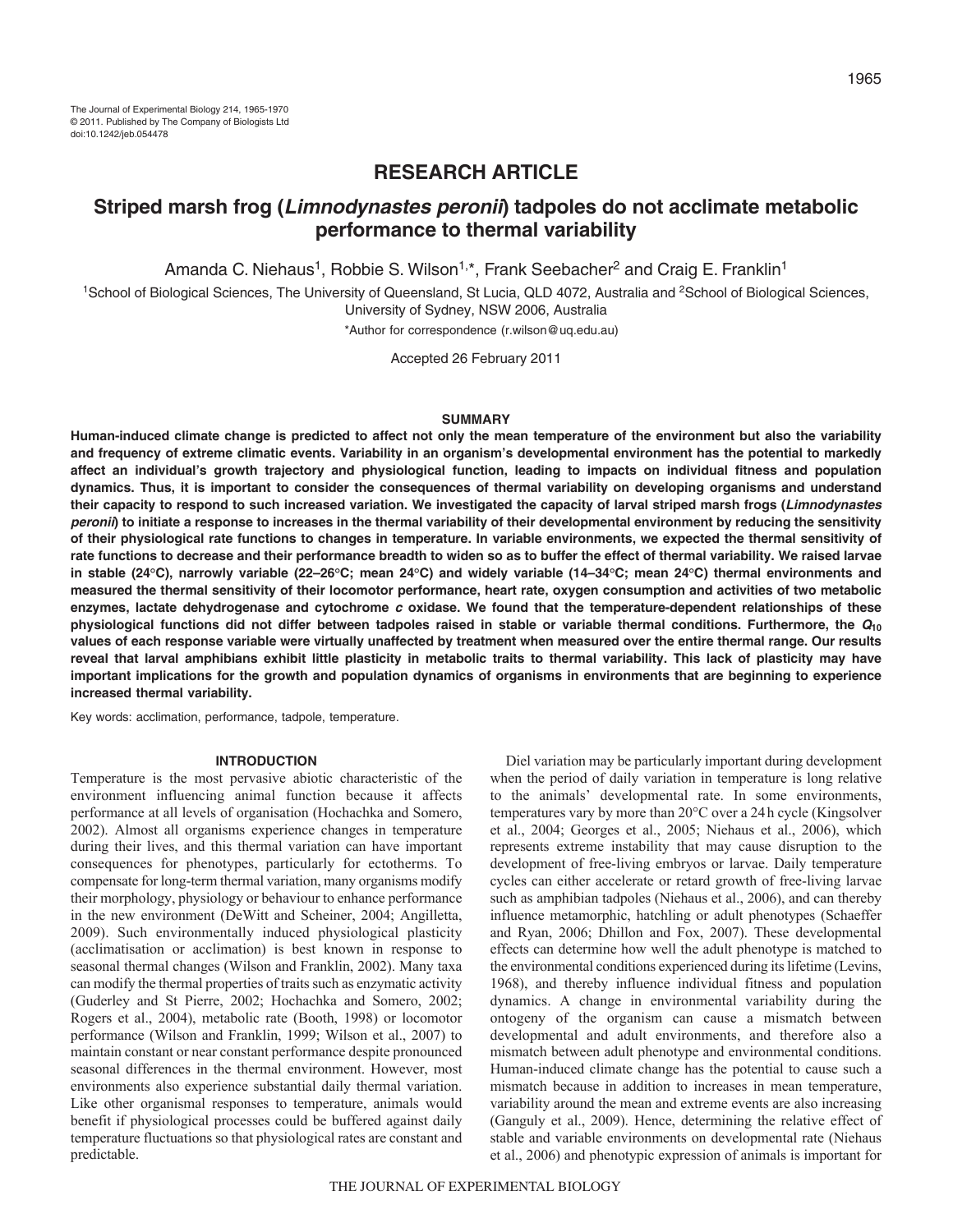# RESEARCH ARTICLE

## Striped marsh frog (*Limnodynastes peronii*) tadpoles do not acclimate metabolic performance to thermal variability

Amanda C. Niehaus[1], Robbie S. Wilson[1,*], Frank Seebacher[2] and Craig E. Franklin[1]

[1]School of Biological Sciences, The University of Queensland, St Lucia, QLD 4072, Australia and [2]School of Biological Sciences, University of Sydney, NSW 2006, Australia

*Author for correspondence (r.wilson@uq.edu.au)

Accepted 26 February 2011

### SUMMARY

**Human-induced climate change is predicted to affect not only the mean temperature of the environment but also the variability and frequency of extreme climatic events. Variability in an organism's developmental environment has the potential to markedly affect an individual's growth trajectory and physiological function, leading to impacts on individual fitness and population dynamics. Thus, it is important to consider the consequences of thermal variability on developing organisms and understand their capacity to respond to such increased variation. We investigated the capacity of larval striped marsh frogs (*Limnodynastes peronii*) to initiate a response to increases in the thermal variability of their developmental environment by reducing the sensitivity of their physiological rate functions to changes in temperature. In variable environments, we expected the thermal sensitivity of rate functions to decrease and their performance breadth to widen so as to buffer the effect of thermal variability. We raised larvae in stable (24°C), narrowly variable (22–26°C; mean 24°C) and widely variable (14–34°C; mean 24°C) thermal environments and measured the thermal sensitivity of their locomotor performance, heart rate, oxygen consumption and activities of two metabolic enzymes, lactate dehydrogenase and cytochrome *c* oxidase. We found that the temperature-dependent relationships of these physiological functions did not differ between tadpoles raised in stable or variable thermal conditions. Furthermore, the $Q_{10}$ values of each response variable were virtually unaffected by treatment when measured over the entire thermal range. Our results reveal that larval amphibians exhibit little plasticity in metabolic traits to thermal variability. This lack of plasticity may have important implications for the growth and population dynamics of organisms in environments that are beginning to experience increased thermal variability.**

Key words: acclimation, performance, tadpole, temperature.

### INTRODUCTION

Temperature is the most pervasive abiotic characteristic of the environment influencing animal function because it affects performance at all levels of organisation (Hochachka and Somero, 2002). Almost all organisms experience changes in temperature during their lives, and this thermal variation can have important consequences for phenotypes, particularly for ectotherms. To compensate for long-term thermal variation, many organisms modify their morphology, physiology or behaviour to enhance performance in the new environment (DeWitt and Scheiner, 2004; Angilletta, 2009). Such environmentally induced physiological plasticity (acclimatisation or acclimation) is best known in response to seasonal thermal changes (Wilson and Franklin, 2002). Many taxa can modify the thermal properties of traits such as enzymatic activity (Guderley and St Pierre, 2002; Hochachka and Somero, 2002; Rogers et al., 2004), metabolic rate (Booth, 1998) or locomotor performance (Wilson and Franklin, 1999; Wilson et al., 2007) to maintain constant or near constant performance despite pronounced seasonal differences in the thermal environment. However, most environments also experience substantial daily thermal variation. Like other organismal responses to temperature, animals would benefit if physiological processes could be buffered against daily temperature fluctuations so that physiological rates are constant and predictable.

Diel variation may be particularly important during development when the period of daily variation in temperature is long relative to the animals' developmental rate. In some environments, temperatures vary by more than 20°C over a 24 h cycle (Kingsolver et al., 2004; Georges et al., 2005; Niehaus et al., 2006), which represents extreme instability that may cause disruption to the development of free-living embryos or larvae. Daily temperature cycles can either accelerate or retard growth of free-living larvae such as amphibian tadpoles (Niehaus et al., 2006), and can thereby influence metamorphic, hatchling or adult phenotypes (Schaeffer and Ryan, 2006; Dhillon and Fox, 2007). These developmental effects can determine how well the adult phenotype is matched to the environmental conditions experienced during its lifetime (Levins, 1968), and thereby influence individual fitness and population dynamics. A change in environmental variability during the ontogeny of the organism can cause a mismatch between developmental and adult environments, and therefore also a mismatch between adult phenotype and environmental conditions. Human-induced climate change has the potential to cause such a mismatch because in addition to increases in mean temperature, variability around the mean and extreme events are also increasing (Ganguly et al., 2009). Hence, determining the relative effect of stable and variable environments on developmental rate (Niehaus et al., 2006) and phenotypic expression of animals is important for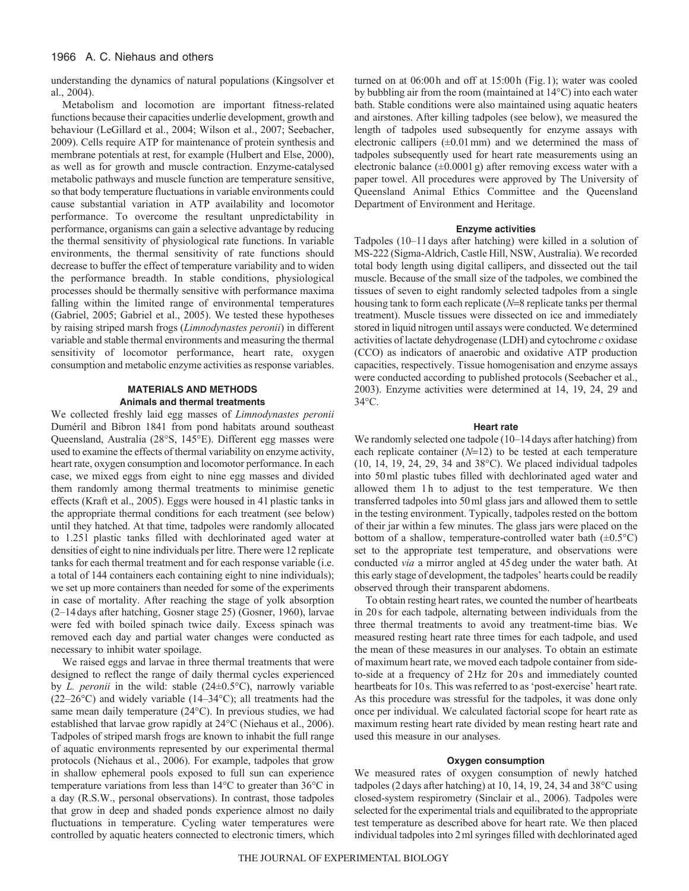understanding the dynamics of natural populations (Kingsolver et al., 2004).

Metabolism and locomotion are important fitness-related functions because their capacities underlie development, growth and behaviour (LeGillard et al., 2004; Wilson et al., 2007; Seebacher, 2009). Cells require ATP for maintenance of protein synthesis and membrane potentials at rest, for example (Hulbert and Else, 2000), as well as for growth and muscle contraction. Enzyme-catalysed metabolic pathways and muscle function are temperature sensitive, so that body temperature fluctuations in variable environments could cause substantial variation in ATP availability and locomotor performance. To overcome the resultant unpredictability in performance, organisms can gain a selective advantage by reducing the thermal sensitivity of physiological rate functions. In variable environments, the thermal sensitivity of rate functions should decrease to buffer the effect of temperature variability and to widen the performance breadth. In stable conditions, physiological processes should be thermally sensitive with performance maxima falling within the limited range of environmental temperatures (Gabriel, 2005; Gabriel et al., 2005). We tested these hypotheses by raising striped marsh frogs (*Limnodynastes peronii*) in different variable and stable thermal environments and measuring the thermal sensitivity of locomotor performance, heart rate, oxygen consumption and metabolic enzyme activities as response variables.

## MATERIALS AND METHODS

### Animals and thermal treatments

We collected freshly laid egg masses of *Limnodynastes peronii* Duméril and Bibron 1841 from pond habitats around southeast Queensland, Australia (28°S, 145°E). Different egg masses were used to examine the effects of thermal variability on enzyme activity, heart rate, oxygen consumption and locomotor performance. In each case, we mixed eggs from eight to nine egg masses and divided them randomly among thermal treatments to minimise genetic effects (Kraft et al., 2005). Eggs were housed in 41 plastic tanks in the appropriate thermal conditions for each treatment (see below) until they hatched. At that time, tadpoles were randomly allocated to 1.25 l plastic tanks filled with dechlorinated aged water at densities of eight to nine individuals per litre. There were 12 replicate tanks for each thermal treatment and for each response variable (i.e. a total of 144 containers each containing eight to nine individuals); we set up more containers than needed for some of the experiments in case of mortality. After reaching the stage of yolk absorption (2–14 days after hatching, Gosner stage 25) (Gosner, 1960), larvae were fed with boiled spinach twice daily. Excess spinach was removed each day and partial water changes were conducted as necessary to inhibit water spoilage.

We raised eggs and larvae in three thermal treatments that were designed to reflect the range of daily thermal cycles experienced by *L. peronii* in the wild: stable (24±0.5°C), narrowly variable (22–26°C) and widely variable (14–34°C); all treatments had the same mean daily temperature (24°C). In previous studies, we had established that larvae grow rapidly at 24°C (Niehaus et al., 2006). Tadpoles of striped marsh frogs are known to inhabit the full range of aquatic environments represented by our experimental thermal protocols (Niehaus et al., 2006). For example, tadpoles that grow in shallow ephemeral pools exposed to full sun can experience temperature variations from less than 14°C to greater than 36°C in a day (R.S.W., personal observations). In contrast, those tadpoles that grow in deep and shaded ponds experience almost no daily fluctuations in temperature. Cycling water temperatures were controlled by aquatic heaters connected to electronic timers, which turned on at 06:00 h and off at 15:00 h (Fig. 1); water was cooled by bubbling air from the room (maintained at 14°C) into each water bath. Stable conditions were also maintained using aquatic heaters and airstones. After killing tadpoles (see below), we measured the length of tadpoles used subsequently for enzyme assays with electronic callipers (±0.01 mm) and we determined the mass of tadpoles subsequently used for heart rate measurements using an electronic balance (±0.0001 g) after removing excess water with a paper towel. All procedures were approved by The University of Queensland Animal Ethics Committee and the Queensland Department of Environment and Heritage.

### Enzyme activities

Tadpoles (10–11 days after hatching) were killed in a solution of MS-222 (Sigma-Aldrich, Castle Hill, NSW, Australia). We recorded total body length using digital callipers, and dissected out the tail muscle. Because of the small size of the tadpoles, we combined the tissues of seven to eight randomly selected tadpoles from a single housing tank to form each replicate (*N*=8 replicate tanks per thermal treatment). Muscle tissues were dissected on ice and immediately stored in liquid nitrogen until assays were conducted. We determined activities of lactate dehydrogenase (LDH) and cytochrome *c* oxidase (CCO) as indicators of anaerobic and oxidative ATP production capacities, respectively. Tissue homogenisation and enzyme assays were conducted according to published protocols (Seebacher et al., 2003). Enzyme activities were determined at 14, 19, 24, 29 and 34°C.

### Heart rate

We randomly selected one tadpole (10–14 days after hatching) from each replicate container (*N*=12) to be tested at each temperature (10, 14, 19, 24, 29, 34 and 38°C). We placed individual tadpoles into 50 ml plastic tubes filled with dechlorinated aged water and allowed them 1 h to adjust to the test temperature. We then transferred tadpoles into 50 ml glass jars and allowed them to settle in the testing environment. Typically, tadpoles rested on the bottom of their jar within a few minutes. The glass jars were placed on the bottom of a shallow, temperature-controlled water bath (±0.5°C) set to the appropriate test temperature, and observations were conducted *via* a mirror angled at 45 deg under the water bath. At this early stage of development, the tadpoles' hearts could be readily observed through their transparent abdomens.

To obtain resting heart rates, we counted the number of heartbeats in 20 s for each tadpole, alternating between individuals from the three thermal treatments to avoid any treatment-time bias. We measured resting heart rate three times for each tadpole, and used the mean of these measures in our analyses. To obtain an estimate of maximum heart rate, we moved each tadpole container from side-to-side at a frequency of 2 Hz for 20 s and immediately counted heartbeats for 10 s. This was referred to as 'post-exercise' heart rate. As this procedure was stressful for the tadpoles, it was done only once per individual. We calculated factorial scope for heart rate as maximum resting heart rate divided by mean resting heart rate and used this measure in our analyses.

### Oxygen consumption

We measured rates of oxygen consumption of newly hatched tadpoles (2 days after hatching) at 10, 14, 19, 24, 34 and 38°C using closed-system respirometry (Sinclair et al., 2006). Tadpoles were selected for the experimental trials and equilibrated to the appropriate test temperature as described above for heart rate. We then placed individual tadpoles into 2 ml syringes filled with dechlorinated aged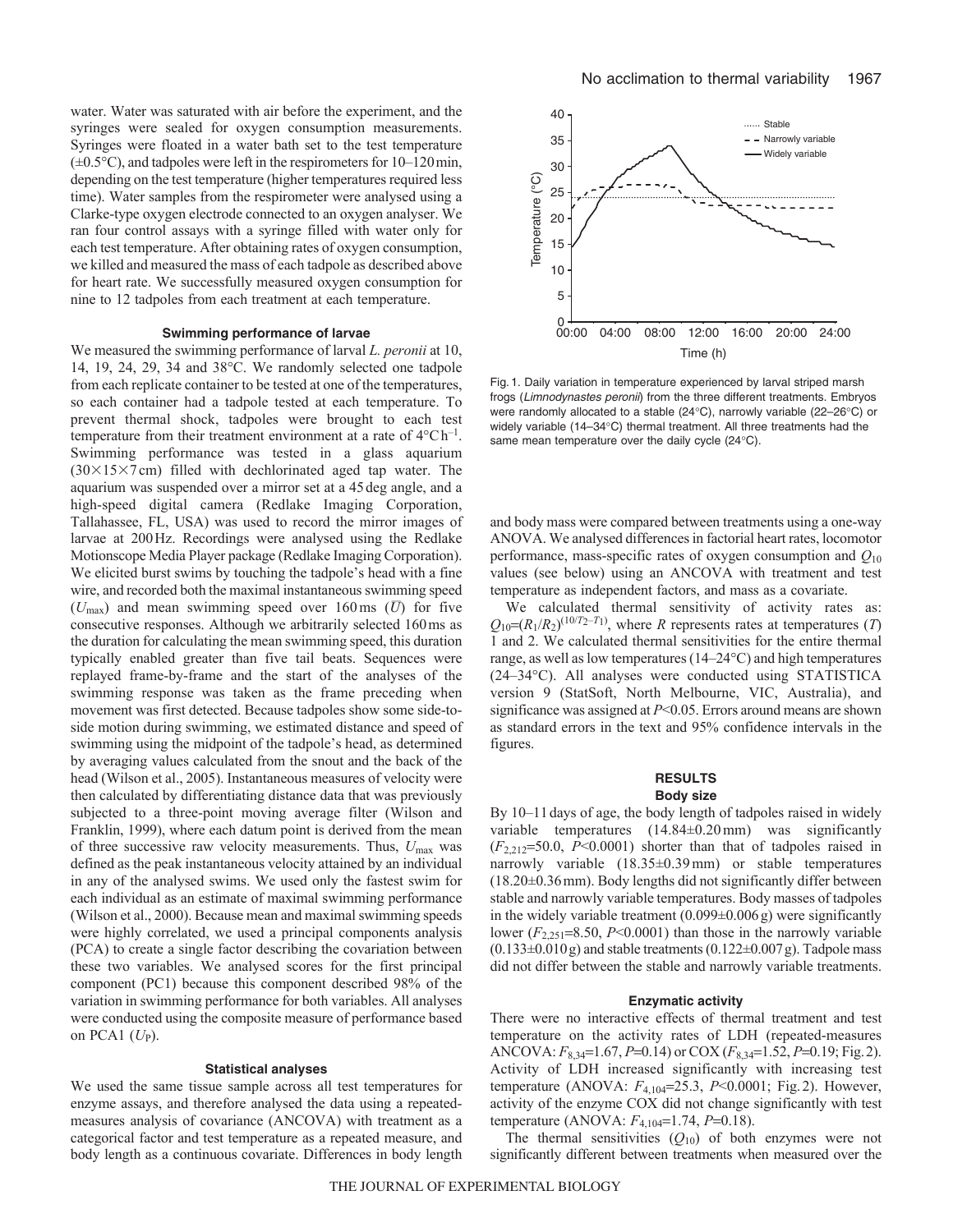water. Water was saturated with air before the experiment, and the syringes were sealed for oxygen consumption measurements. Syringes were floated in a water bath set to the test temperature (±0.5°C), and tadpoles were left in the respirometers for 10–120 min, depending on the test temperature (higher temperatures required less time). Water samples from the respirometer were analysed using a Clarke-type oxygen electrode connected to an oxygen analyser. We ran four control assays with a syringe filled with water only for each test temperature. After obtaining rates of oxygen consumption, we killed and measured the mass of each tadpole as described above for heart rate. We successfully measured oxygen consumption for nine to 12 tadpoles from each treatment at each temperature.

### Swimming performance of larvae

We measured the swimming performance of larval *L. peroni* at 10, 14, 19, 24, 29, 34 and 38°C. We randomly selected one tadpole from each replicate container to be tested at one of the temperatures, so each container had a tadpole tested at each temperature. To prevent thermal shock, tadpoles were brought to each test temperature from their treatment environment at a rate of $4°C h^{-1}$. Swimming performance was tested in a glass aquarium (30×15×7 cm) filled with dechlorinated aged tap water. The aquarium was suspended over a mirror set at a 45 deg angle, and a high-speed digital camera (Redlake Imaging Corporation, Tallahassee, FL, USA) was used to record the mirror images of larvae at 200 Hz. Recordings were analysed using the Redlake Motionscope Media Player package (Redlake Imaging Corporation). We elicited burst swims by touching the tadpole's head with a fine wire, and recorded both the maximal instantaneous swimming speed ($U_{max}$) and mean swimming speed over 160 ms ($\bar{U}$) for five consecutive responses. Although we arbitrarily selected 160 ms as the duration for calculating the mean swimming speed, this duration typically enabled greater than five tail beats. Sequences were replayed frame-by-frame and the start of the analyses of the swimming response was taken as the frame preceding when movement was first detected. Because tadpoles show some side-to-side motion during swimming, we estimated distance and speed of swimming using the midpoint of the tadpole's head, as determined by averaging values calculated from the snout and the back of the head (Wilson et al., 2005). Instantaneous measures of velocity were then calculated by differentiating distance data that was previously subjected to a three-point moving average filter (Wilson and Franklin, 1999), where each datum point is derived from the mean of three successive raw velocity measurements. Thus, $U_{max}$ was defined as the peak instantaneous velocity attained by an individual in any of the analysed swims. We used only the fastest swim for each individual as an estimate of maximal swimming performance (Wilson et al., 2000). Because mean and maximal swimming speeds were highly correlated, we used a principal components analysis (PCA) to create a single factor describing the covariation between these two variables. We analysed scores for the first principal component (PC1) because this component described 98% of the variation in swimming performance for both variables. All analyses were conducted using the composite measure of performance based on PCA1 ($U_P$).

### Statistical analyses

We used the same tissue sample across all test temperatures for enzyme assays, and therefore analysed the data using a repeated-measures analysis of covariance (ANCOVA) with treatment as a categorical factor and test temperature as a repeated measure, and body length as a continuous covariate. Differences in body length and body mass were compared between treatments using a one-way ANOVA. We analysed differences in factorial heart rates, locomotor performance, mass-specific rates of oxygen consumption and $Q_{10}$ values (see below) using an ANCOVA with treatment and test temperature as independent factors, and mass as a covariate.

We calculated thermal sensitivity of activity rates as: $Q_{10}=(R_1/R_2)^{(10/T_2-T_1)}$, where $R$ represents rates at temperatures ($T$) 1 and 2. We calculated thermal sensitivities for the entire thermal range, as well as low temperatures (14–24°C) and high temperatures (24–34°C). All analyses were conducted using STATISTICA version 9 (StatSoft, North Melbourne, VIC, Australia), and significance was assigned at $P<0.05$. Errors around means are shown as standard errors in the text and 95% confidence intervals in the figures.

Fig. 1. Daily variation in temperature experienced by larval striped marsh frogs (*Limnodynastes peronii*) from the three different treatments. Embryos were randomly allocated to a stable (24°C), narrowly variable (22–26°C) or widely variable (14–34°C) thermal treatment. All three treatments had the same mean temperature over the daily cycle (24°C).

## RESULTS

### Body size

By 10–11 days of age, the body length of tadpoles raised in widely variable temperatures (14.84±0.20 mm) was significantly ($F_{2,212}$=50.0, $P$<0.0001) shorter than that of tadpoles raised in narrowly variable (18.35±0.39 mm) or stable temperatures (18.20±0.36 mm). Body lengths did not significantly differ between stable and narrowly variable temperatures. Body masses of tadpoles in the widely variable treatment (0.099±0.006 g) were significantly lower ($F_{2,251}$=8.50, $P$<0.0001) than those in the narrowly variable (0.133±0.010 g) and stable treatments (0.122±0.007 g). Tadpole mass did not differ between the stable and narrowly variable treatments.

### Enzymatic activity

There were no interactive effects of thermal treatment and test temperature on the activity rates of LDH (repeated-measures ANCOVA: $F_{8,34}$=1.67, $P$=0.14) or COX ($F_{8,34}$=1.52, $P$=0.19; Fig. 2). Activity of LDH increased significantly with increasing test temperature (ANOVA: $F_{4,104}$=25.3, $P$<0.0001; Fig. 2). However, activity of the enzyme COX did not change significantly with test temperature (ANOVA: $F_{4,104}$=1.74, $P$=0.18).

The thermal sensitivities ($Q_{10}$) of both enzymes were not significantly different between treatments when measured over the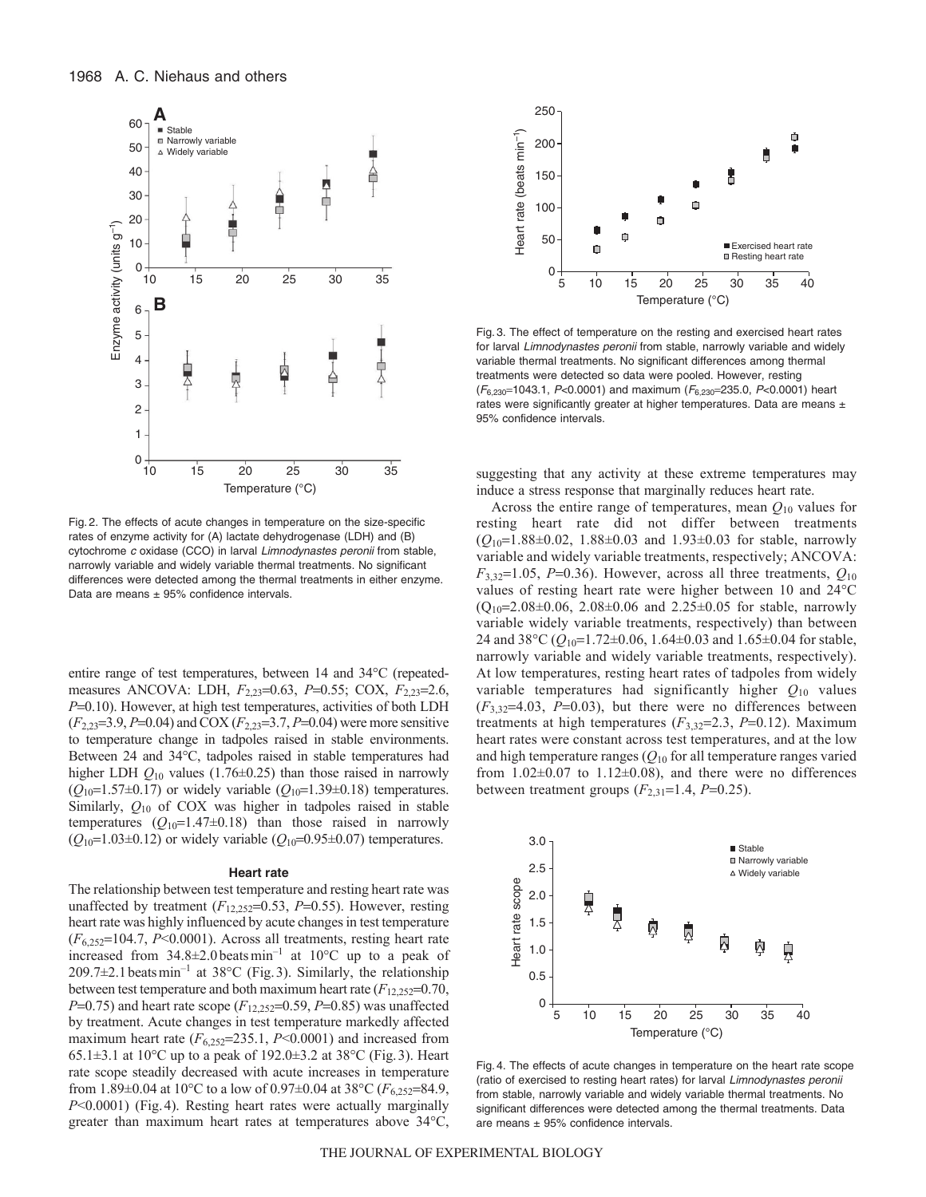Fig. 2. The effects of acute changes in temperature on the size-specific rates of enzyme activity for (A) lactate dehydrogenase (LDH) and (B) cytochrome *c* oxidase (CCO) in larval *Limnodynastes peronii* from stable, narrowly variable and widely variable thermal treatments. No significant differences were detected among the thermal treatments in either enzyme. Data are means ± 95% confidence intervals.

entire range of test temperatures, between 14 and 34°C (repeated-measures ANCOVA: LDH, $F_{2,23}$=0.63, $P$=0.55; COX, $F_{2,23}$=2.6, $P$=0.10). However, at high test temperatures, activities of both LDH ($F_{2,23}$=3.9, $P$=0.04) and COX ($F_{2,23}$=3.7, $P$=0.04) were more sensitive to temperature change in tadpoles raised in stable environments. Between 24 and 34°C, tadpoles raised in stable temperatures had higher LDH $Q_{10}$ values (1.76±0.25) than those raised in narrowly ($Q_{10}$=1.57±0.17) or widely variable ($Q_{10}$=1.39±0.18) temperatures. Similarly, $Q_{10}$ of COX was higher in tadpoles raised in stable temperatures ($Q_{10}$=1.47±0.18) than those raised in narrowly ($Q_{10}$=1.03±0.12) or widely variable ($Q_{10}$=0.95±0.07) temperatures.

### Heart rate

The relationship between test temperature and resting heart rate was unaffected by treatment ($F_{12,252}$=0.53, $P$=0.55). However, resting heart rate was highly influenced by acute changes in test temperature ($F_{6,252}$=104.7, $P$<0.0001). Across all treatments, resting heart rate increased from 34.8±2.0 beats min$^{-1}$ at 10°C up to a peak of 209.7±2.1 beats min$^{-1}$ at 38°C (Fig. 3). Similarly, the relationship between test temperature and both maximum heart rate ($F_{12,252}$=0.70, $P$=0.75) and heart rate scope ($F_{12,252}$=0.59, $P$=0.85) was unaffected by treatment. Acute changes in test temperature markedly affected maximum heart rate ($F_{6,252}$=235.1, $P$<0.0001) and increased from 65.1±3.1 at 10°C up to a peak of 192.0±3.2 at 38°C (Fig. 3). Heart rate scope steadily decreased with acute increases in temperature from 1.89±0.04 at 10°C to a low of 0.97±0.04 at 38°C ($F_{6,252}$=84.9, $P$<0.0001) (Fig. 4). Resting heart rates were actually marginally greater than maximum heart rates at temperatures above 34°C, suggesting that any activity at these extreme temperatures may induce a stress response that marginally reduces heart rate.

Fig. 3. The effect of temperature on the resting and exercised heart rates for larval *Limnodynastes peronii* from stable, narrowly variable and widely variable thermal treatments. No significant differences among thermal treatments were detected so data were pooled. However, resting ($F_{6,230}$=1043.1, $P$<0.0001) and maximum ($F_{6,230}$=235.0, $P$<0.0001) heart rates were significantly greater at higher temperatures. Data are means ± 95% confidence intervals.

Across the entire range of temperatures, mean $Q_{10}$ values for resting heart rate did not differ between treatments ($Q_{10}$=1.88±0.02, 1.88±0.03 and 1.93±0.03 for stable, narrowly variable and widely variable treatments, respectively; ANCOVA: $F_{3,32}$=1.05, $P$=0.36). However, across all three treatments, $Q_{10}$ values of resting heart rate were higher between 10 and 24°C ($Q_{10}$=2.08±0.06, 2.08±0.06 and 2.25±0.05 for stable, narrowly variable widely variable treatments, respectively) than between 24 and 38°C ($Q_{10}$=1.72±0.06, 1.64±0.03 and 1.65±0.04 for stable, narrowly variable and widely variable treatments, respectively). At low temperatures, resting heart rates of tadpoles from widely variable temperatures had significantly higher $Q_{10}$ values ($F_{3,32}$=4.03, $P$=0.03), but there were no differences between treatments at high temperatures ($F_{3,32}$=2.3, $P$=0.12). Maximum heart rates were constant across test temperatures, and at the low and high temperature ranges ($Q_{10}$ for all temperature ranges varied from 1.02±0.07 to 1.12±0.08), and there were no differences between treatment groups ($F_{2,31}$=1.4, $P$=0.25).

Fig. 4. The effects of acute changes in temperature on the heart rate scope (ratio of exercised to resting heart rates) for larval *Limnodynastes peronii* from stable, narrowly variable and widely variable thermal treatments. No significant differences were detected among the thermal treatments. Data are means ± 95% confidence intervals.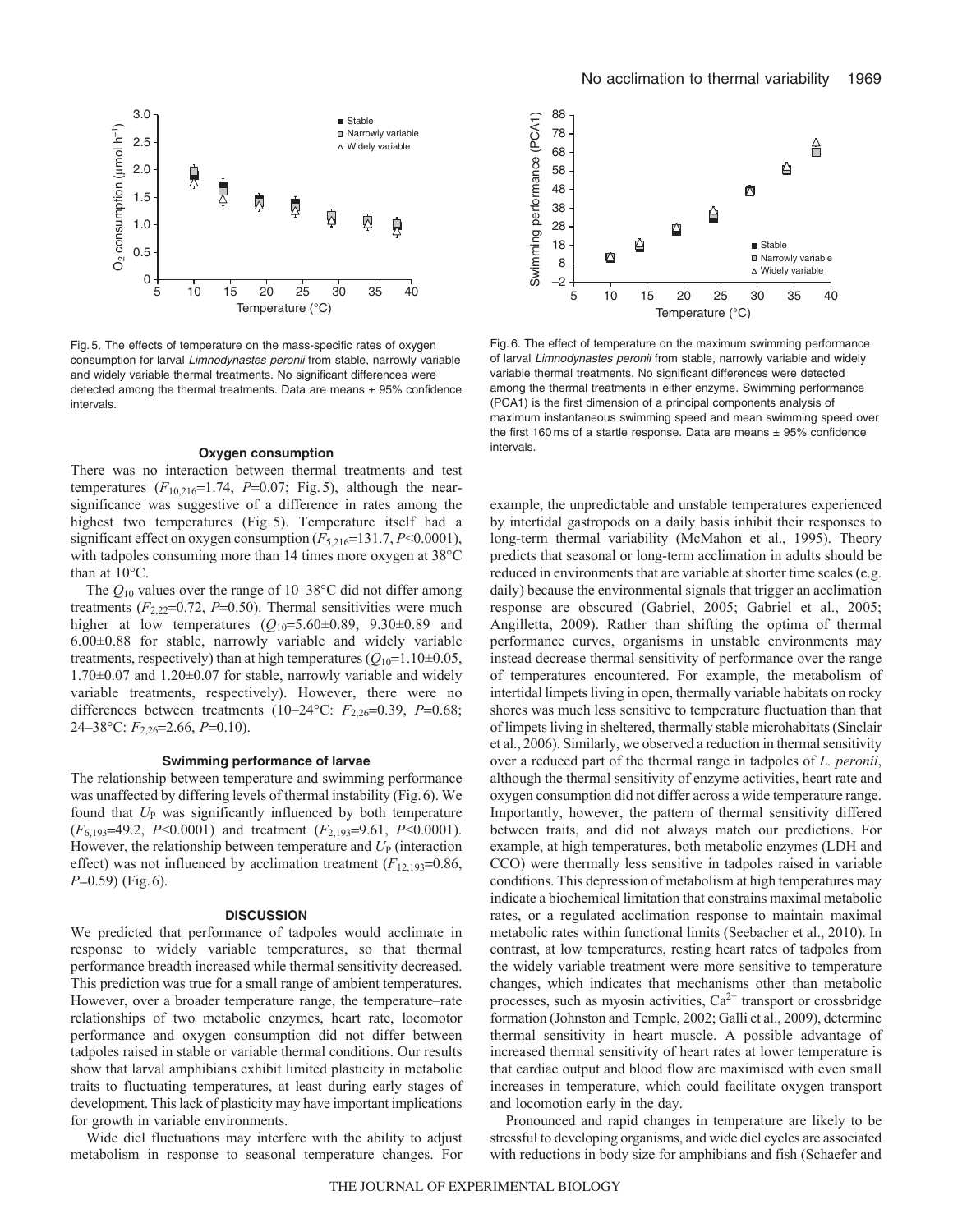3.0
2.5
2.0
1.5
1.0
0.5
0
5 10 15 20 25 30 35 40
Temperature (°C)
$O_2$ consumption (μmol $h^{-1}$)
Stable
Narrowly variable
Widely variable

Fig. 5. The effects of temperature on the mass-specific rates of oxygen consumption for larval *Limnodynastes peronii* from stable, narrowly variable and widely variable thermal treatments. No significant differences were detected among the thermal treatments. Data are means ± 95% confidence intervals.

88
78
68
58
48
38
28
18
8
–2
5 10 15 20 25 30 35 40
Temperature (°C)
Swimming performance (PCA1)
Stable
Narrowly variable
Widely variable

Fig. 6. The effect of temperature on the maximum swimming performance of larval *Limnodynastes peronii* from stable, narrowly variable and widely variable thermal treatments. No significant differences were detected among the thermal treatments in either enzyme. Swimming performance (PCA1) is the first dimension of a principal components analysis of maximum instantaneous swimming speed and mean swimming speed over the first 160 ms of a startle response. Data are means ± 95% confidence intervals.

### Oxygen consumption

There was no interaction between thermal treatments and test temperatures ($F_{10,216}$=1.74, $P$=0.07; Fig. 5), although the near-significance was suggestive of a difference in rates among the highest two temperatures (Fig. 5). Temperature itself had a significant effect on oxygen consumption ($F_{5,216}$=131.7, $P$<0.0001), with tadpoles consuming more than 14 times more oxygen at 38°C than at 10°C.

The $Q_{10}$ values over the range of 10–38°C did not differ among treatments ($F_{2,22}$=0.72, $P$=0.50). Thermal sensitivities were much higher at low temperatures ($Q_{10}$=5.60±0.89, 9.30±0.89 and 6.00±0.88 for stable, narrowly variable and widely variable treatments, respectively) than at high temperatures ($Q_{10}$=1.10±0.05, 1.70±0.07 and 1.20±0.07 for stable, narrowly variable and widely variable treatments, respectively). However, there were no differences between treatments (10–24°C: $F_{2,26}$=0.39, $P$=0.68; 24–38°C: $F_{2,26}$=2.66, $P$=0.10).

### Swimming performance of larvae

The relationship between temperature and swimming performance was unaffected by differing levels of thermal instability (Fig. 6). We found that $U_P$ was significantly influenced by both temperature ($F_{6,193}$=49.2, $P$<0.0001) and treatment ($F_{2,193}$=9.61, $P$<0.0001). However, the relationship between temperature and $U_P$ (interaction effect) was not influenced by acclimation treatment ($F_{12,193}$=0.86, $P$=0.59) (Fig. 6).

## DISCUSSION

We predicted that performance of tadpoles would acclimate in response to widely variable temperatures, so that thermal performance breadth increased while thermal sensitivity decreased. This prediction was true for a small range of ambient temperatures. However, over a broader temperature range, the temperature–rate relationships of two metabolic enzymes, heart rate, locomotor performance and oxygen consumption did not differ between tadpoles raised in stable or variable thermal conditions. Our results show that larval amphibians exhibit limited plasticity in metabolic traits to fluctuating temperatures, at least during early stages of development. This lack of plasticity may have important implications for growth in variable environments.

Wide diel fluctuations may interfere with the ability to adjust metabolism in response to seasonal temperature changes. For example, the unpredictable and unstable temperatures experienced by intertidal gastropods on a daily basis inhibit their responses to long-term thermal variability (McMahon et al., 1995). Theory predicts that seasonal or long-term acclimation in adults should be reduced in environments that are variable at shorter time scales (e.g. daily) because the environmental signals that trigger an acclimation response are obscured (Gabriel, 2005; Gabriel et al., 2005; Angilletta, 2009). Rather than shifting the optima of thermal performance curves, organisms in unstable environments may instead decrease thermal sensitivity of performance over the range of temperatures encountered. For example, the metabolism of intertidal limpets living in open, thermally variable habitats on rocky shores was much less sensitive to temperature fluctuation than that of limpets living in sheltered, thermally stable microhabitats (Sinclair et al., 2006). Similarly, we observed a reduction in thermal sensitivity over a reduced part of the thermal range in tadpoles of *L. peronii*, although the thermal sensitivity of enzyme activities, heart rate and oxygen consumption did not differ across a wide temperature range. Importantly, however, the pattern of thermal sensitivity differed between traits, and did not always match our predictions. For example, at high temperatures, both metabolic enzymes (LDH and CCO) were thermally less sensitive in tadpoles raised in variable conditions. This depression of metabolism at high temperatures may indicate a biochemical limitation that constrains maximal metabolic rates, or a regulated acclimation response to maintain maximal metabolic rates within functional limits (Seebacher et al., 2010). In contrast, at low temperatures, resting heart rates of tadpoles from the widely variable treatment were more sensitive to temperature changes, which indicates that mechanisms other than metabolic processes, such as myosin activities, $Ca^{2+}$ transport or crossbridge formation (Johnston and Temple, 2002; Galli et al., 2009), determine thermal sensitivity in heart muscle. A possible advantage of increased thermal sensitivity of heart rates at lower temperature is that cardiac output and blood flow are maximised with even small increases in temperature, which could facilitate oxygen transport and locomotion early in the day.

Pronounced and rapid changes in temperature are likely to be stressful to developing organisms, and wide diel cycles are associated with reductions in body size for amphibians and fish (Schaefer and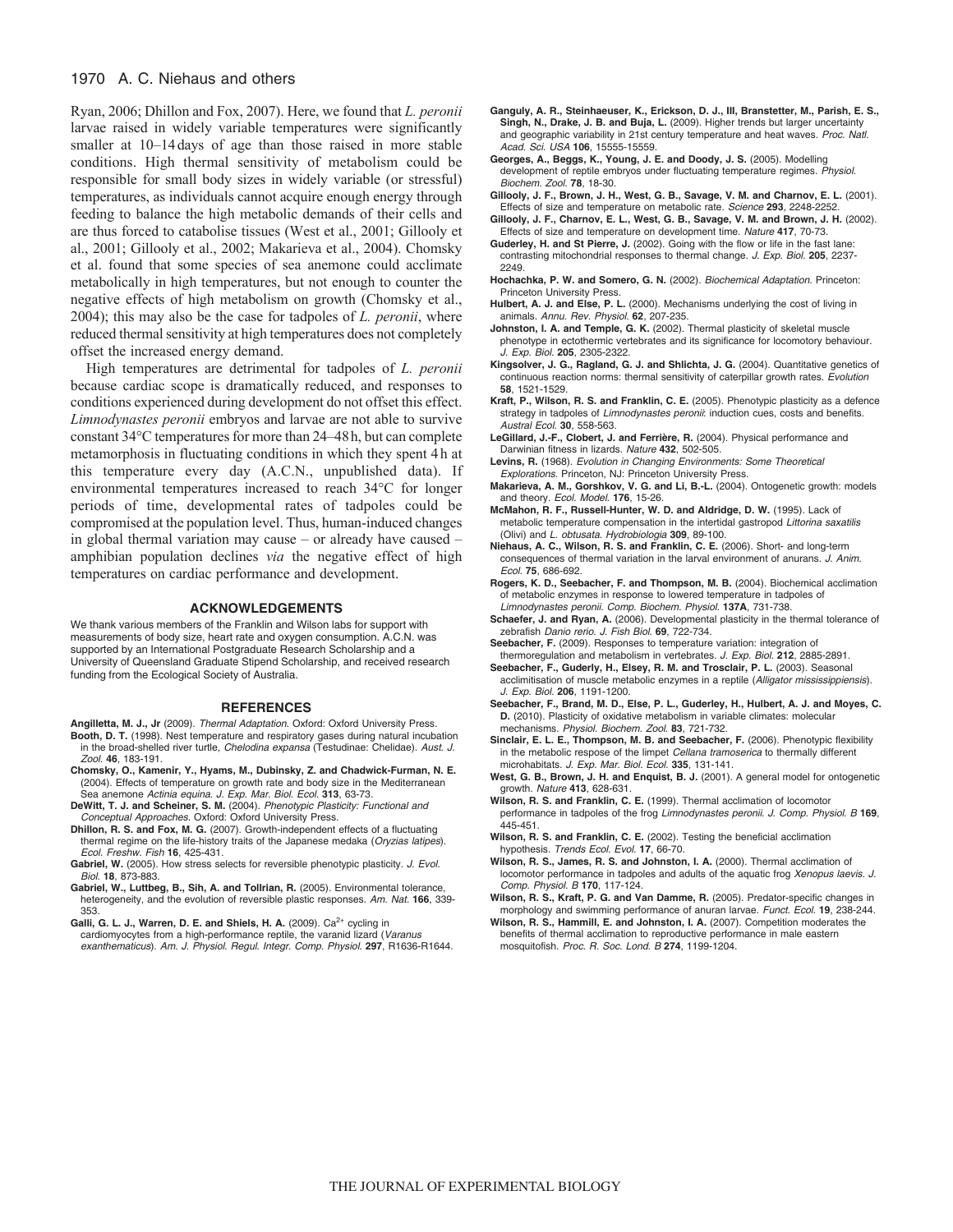Ryan, 2006; Dhillon and Fox, 2007). Here, we found that *L. peronii* larvae raised in widely variable temperatures were significantly smaller at 10–14 days of age than those raised in more stable conditions. High thermal sensitivity of metabolism could be responsible for small body sizes in widely variable (or stressful) temperatures, as individuals cannot acquire enough energy through feeding to balance the high metabolic demands of their cells and are thus forced to catabolise tissues (West et al., 2001; Gillooly et al., 2001; Gillooly et al., 2002; Makarieva et al., 2004). Chomsky et al. found that some species of sea anemone could acclimate metabolically in high temperatures, but not enough to counter the negative effects of high metabolism on growth (Chomsky et al., 2004); this may also be the case for tadpoles of *L. peronii*, where reduced thermal sensitivity at high temperatures does not completely offset the increased energy demand.

High temperatures are detrimental for tadpoles of *L. peronii* because cardiac scope is dramatically reduced, and responses to conditions experienced during development do not offset this effect. *Limnodynastes peronii* embryos and larvae are not able to survive constant 34°C temperatures for more than 24–48 h, but can complete metamorphosis in fluctuating conditions in which they spent 4 h at this temperature every day (A.C.N., unpublished data). If environmental temperatures increased to reach 34°C for longer periods of time, developmental rates of tadpoles could be compromised at the population level. Thus, human-induced changes in global thermal variation may cause – or already have caused – amphibian population declines *via* the negative effect of high temperatures on cardiac performance and development.

## ACKNOWLEDGEMENTS

We thank various members of the Franklin and Wilson labs for support with measurements of body size, heart rate and oxygen consumption. A.C.N. was supported by an International Postgraduate Research Scholarship and a University of Queensland Graduate Stipend Scholarship, and received research funding from the Ecological Society of Australia.

## REFERENCES

**Angilletta, M. J., Jr** (2009). *Thermal Adaptation*. Oxford: Oxford University Press.

**Booth, D. T.** (1998). Nest temperature and respiratory gases during natural incubation in the broad-shelled river turtle, *Chelodina expansa* (Testudinae: Chelidae). *Aust. J. Zool.* **46**, 183-191.

**Chomsky, O., Kamenir, Y., Hyams, M., Dubinsky, Z. and Chadwick-Furman, N. E.** (2004). Effects of temperature on growth rate and body size in the Mediterranean Sea anemone *Actinia equina*. *J. Exp. Mar. Biol. Ecol.* **313**, 63-73.

**DeWitt, T. J. and Scheiner, S. M.** (2004). *Phenotypic Plasticity: Functional and Conceptual Approaches*. Oxford: Oxford University Press.

**Dhillon, R. S. and Fox, M. G.** (2007). Growth-independent effects of a fluctuating thermal regime on the life-history traits of the Japanese medaka (*Oryzias latipes*). *Ecol. Freshw. Fish* **16**, 425-431.

**Gabriel, W.** (2005). How stress selects for reversible phenotypic plasticity. *J. Evol. Biol.* **18**, 873-883.

**Gabriel, W., Luttbeg, B., Sih, A. and Tollrian, R.** (2005). Environmental tolerance, heterogeneity, and the evolution of reversible plastic responses. *Am. Nat.* **166**, 339-353.

**Galli, G. L. J., Warren, D. E. and Shiels, H. A.** (2009). $Ca^{2+}$ cycling in cardiomyocytes from a high-performance reptile, the varanid lizard (*Varanus exanthematicus*). *Am. J. Physiol. Regul. Integr. Comp. Physiol.* **297**, R1636-R1644.

**Ganguly, A. R., Steinhaeuser, K., Erickson, D. J., III, Branstetter, M., Parish, E. S., Singh, N., Drake, J. B. and Buja, L.** (2009). Higher trends but larger uncertainty and geographic variability in 21st century temperature and heat waves. *Proc. Natl. Acad. Sci. USA* **106**, 15555-15559.

**Georges, A., Beggs, K., Young, J. E. and Doody, J. S.** (2005). Modelling development of reptile embryos under fluctuating temperature regimes. *Physiol. Biochem. Zool.* **78**, 18-30.

**Gillooly, J. F., Brown, J. H., West, G. B., Savage, V. M. and Charnov, E. L.** (2001). Effects of size and temperature on metabolic rate. *Science* **293**, 2248-2252.

**Gillooly, J. F., Charnov, E. L., West, G. B., Savage, V. M. and Brown, J. H.** (2002). Effects of size and temperature on development time. *Nature* **417**, 70-73.

**Guderley, H. and St Pierre, J.** (2002). Going with the flow or life in the fast lane: contrasting mitochondrial responses to thermal change. *J. Exp. Biol.* **205**, 2237-2249.

**Hochachka, P. W. and Somero, G. N.** (2002). *Biochemical Adaptation*. Princeton: Princeton University Press.

**Hulbert, A. J. and Else, P. L.** (2000). Mechanisms underlying the cost of living in animals. *Annu. Rev. Physiol.* **62**, 207-235.

**Johnston, I. A. and Temple, G. K.** (2002). Thermal plasticity of skeletal muscle phenotype in ectothermic vertebrates and its significance for locomotory behaviour. *J. Exp. Biol.* **205**, 2305-2322.

**Kingsolver, J. G., Ragland, G. J. and Shlichta, J. G.** (2004). Quantitative genetics of continuous reaction norms: thermal sensitivity of caterpillar growth rates. *Evolution* **58**, 1521-1529.

**Kraft, P., Wilson, R. S. and Franklin, C. E.** (2005). Phenotypic plasticity as a defence strategy in tadpoles of *Limnodynastes peronii*: induction cues, costs and benefits. *Austral Ecol.* **30**, 558-563.

**LeGillard, J.-F., Clobert, J. and Ferrière, R.** (2004). Physical performance and Darwinian fitness in lizards. *Nature* **432**, 502-505.

**Levins, R.** (1968). *Evolution in Changing Environments: Some Theoretical Explorations*. Princeton, NJ: Princeton University Press.

**Makarieva, A. M., Gorshkov, V. G. and Li, B.-L.** (2004). Ontogenetic growth: models and theory. *Ecol. Model.* **176**, 15-26.

**McMahon, R. F., Russell-Hunter, W. D. and Aldridge, D. W.** (1995). Lack of metabolic temperature compensation in the intertidal gastropod *Littorina saxatilis* (Olivi) and *L. obtusata*. *Hydrobiologia* **309**, 89-100.

**Niehaus, A. C., Wilson, R. S. and Franklin, C. E.** (2006). Short- and long-term consequences of thermal variation in the larval environment of anurans. *J. Anim. Ecol.* **75**, 686-692.

**Rogers, K. D., Seebacher, F. and Thompson, M. B.** (2004). Biochemical acclimation of metabolic enzymes in response to lowered temperature in tadpoles of *Limnodynastes peronii*. *Comp. Biochem. Physiol.* **137A**, 731-738.

**Schaefer, J. and Ryan, A.** (2006). Developmental plasticity in the thermal tolerance of zebrafish *Danio rerio*. *J. Fish Biol.* **69**, 722-734.

**Seebacher, F.** (2009). Responses to temperature variation: integration of thermoregulation and metabolism in vertebrates. *J. Exp. Biol.* **212**, 2885-2891.

**Seebacher, F., Guderly, H., Elsey, R. M. and Trosclair, P. L.** (2003). Seasonal acclimitisation of muscle metabolic enzymes in a reptile (*Alligator mississippiensis*). *J. Exp. Biol.* **206**, 1191-1200.

**Seebacher, F., Brand, M. D., Else, P. L., Guderley, H., Hulbert, A. J. and Moyes, C. D.** (2010). Plasticity of oxidative metabolism in variable climates: molecular mechanisms. *Physiol. Biochem. Zool.* **83**, 721-732.

**Sinclair, E. L. E., Thompson, M. B. and Seebacher, F.** (2006). Phenotypic flexibility in the metabolic respose of the limpet *Cellana tramoserica* to thermally different microhabitats. *J. Exp. Mar. Biol. Ecol.* **335**, 131-141.

**West, G. B., Brown, J. H. and Enquist, B. J.** (2001). A general model for ontogenetic growth. *Nature* **413**, 628-631.

**Wilson, R. S. and Franklin, C. E.** (1999). Thermal acclimation of locomotor performance in tadpoles of the frog *Limnodynastes peronii*. *J. Comp. Physiol. B* **169**, 445-451.

**Wilson, R. S. and Franklin, C. E.** (2002). Testing the beneficial acclimation hypothesis. *Trends Ecol. Evol.* **17**, 66-70.

**Wilson, R. S., James, R. S. and Johnston, I. A.** (2000). Thermal acclimation of locomotor performance in tadpoles and adults of the aquatic frog *Xenopus laevis*. *J. Comp. Physiol. B* **170**, 117-124.

**Wilson, R. S., Kraft, P. G. and Van Damme, R.** (2005). Predator-specific changes in morphology and swimming performance of anuran larvae. *Funct. Ecol.* **19**, 238-244.

**Wilson, R. S., Hammill, E. and Johnston, I. A.** (2007). Competition moderates the benefits of thermal acclimation to reproductive performance in male eastern mosquitofish. *Proc. R. Soc. Lond. B* **274**, 1199-1204.